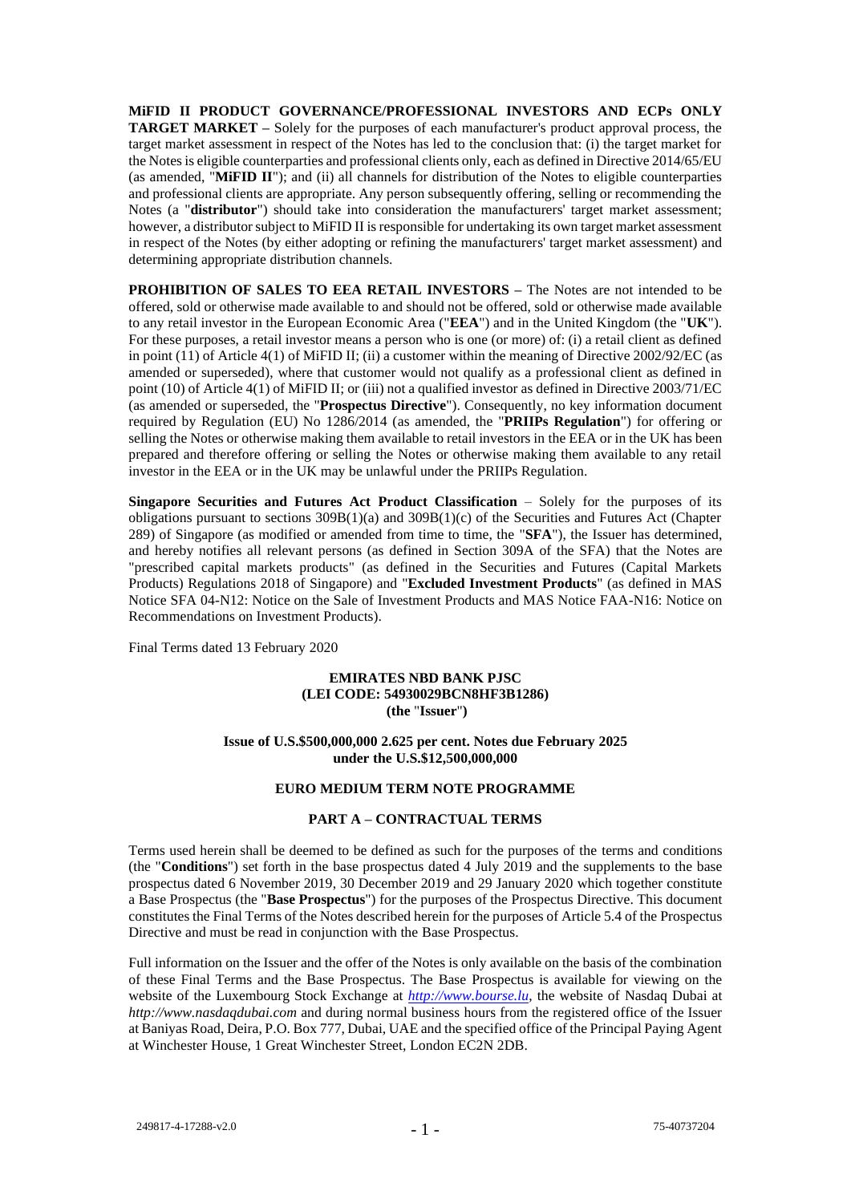**MiFID II PRODUCT GOVERNANCE/PROFESSIONAL INVESTORS AND ECPs ONLY TARGET MARKET –** Solely for the purposes of each manufacturer's product approval process, the target market assessment in respect of the Notes has led to the conclusion that: (i) the target market for the Notes is eligible counterparties and professional clients only, each as defined in Directive 2014/65/EU (as amended, "**MiFID II**"); and (ii) all channels for distribution of the Notes to eligible counterparties and professional clients are appropriate. Any person subsequently offering, selling or recommending the Notes (a "**distributor**") should take into consideration the manufacturers' target market assessment; however, a distributor subject to MiFID II is responsible for undertaking its own target market assessment in respect of the Notes (by either adopting or refining the manufacturers' target market assessment) and determining appropriate distribution channels.

**PROHIBITION OF SALES TO EEA RETAIL INVESTORS –** The Notes are not intended to be offered, sold or otherwise made available to and should not be offered, sold or otherwise made available to any retail investor in the European Economic Area ("**EEA**") and in the United Kingdom (the "**UK**"). For these purposes, a retail investor means a person who is one (or more) of: (i) a retail client as defined in point (11) of Article 4(1) of MiFID II; (ii) a customer within the meaning of Directive 2002/92/EC (as amended or superseded), where that customer would not qualify as a professional client as defined in point (10) of Article 4(1) of MiFID II; or (iii) not a qualified investor as defined in Directive 2003/71/EC (as amended or superseded, the "**Prospectus Directive**"). Consequently, no key information document required by Regulation (EU) No 1286/2014 (as amended, the "**PRIIPs Regulation**") for offering or selling the Notes or otherwise making them available to retail investors in the EEA or in the UK has been prepared and therefore offering or selling the Notes or otherwise making them available to any retail investor in the EEA or in the UK may be unlawful under the PRIIPs Regulation.

**Singapore Securities and Futures Act Product Classification** – Solely for the purposes of its obligations pursuant to sections 309B(1)(a) and 309B(1)(c) of the Securities and Futures Act (Chapter 289) of Singapore (as modified or amended from time to time, the "**SFA**"), the Issuer has determined, and hereby notifies all relevant persons (as defined in Section 309A of the SFA) that the Notes are "prescribed capital markets products" (as defined in the Securities and Futures (Capital Markets Products) Regulations 2018 of Singapore) and "**Excluded Investment Products**" (as defined in MAS Notice SFA 04-N12: Notice on the Sale of Investment Products and MAS Notice FAA-N16: Notice on Recommendations on Investment Products).

Final Terms dated 13 February 2020

**EMIRATES NBD BANK PJSC**
**(LEI CODE: 54930029BCN8HF3B1286)**
**(the "Issuer")**

**Issue of U.S.$500,000,000 2.625 per cent. Notes due February 2025**
**under the U.S.$12,500,000,000**

**EURO MEDIUM TERM NOTE PROGRAMME**

**PART A – CONTRACTUAL TERMS**

Terms used herein shall be deemed to be defined as such for the purposes of the terms and conditions (the "**Conditions**") set forth in the base prospectus dated 4 July 2019 and the supplements to the base prospectus dated 6 November 2019, 30 December 2019 and 29 January 2020 which together constitute a Base Prospectus (the "**Base Prospectus**") for the purposes of the Prospectus Directive. This document constitutes the Final Terms of the Notes described herein for the purposes of Article 5.4 of the Prospectus Directive and must be read in conjunction with the Base Prospectus.

Full information on the Issuer and the offer of the Notes is only available on the basis of the combination of these Final Terms and the Base Prospectus. The Base Prospectus is available for viewing on the website of the Luxembourg Stock Exchange at *http://www.bourse.lu*, the website of Nasdaq Dubai at *http://www.nasdaqdubai.com* and during normal business hours from the registered office of the Issuer at Baniyas Road, Deira, P.O. Box 777, Dubai, UAE and the specified office of the Principal Paying Agent at Winchester House, 1 Great Winchester Street, London EC2N 2DB.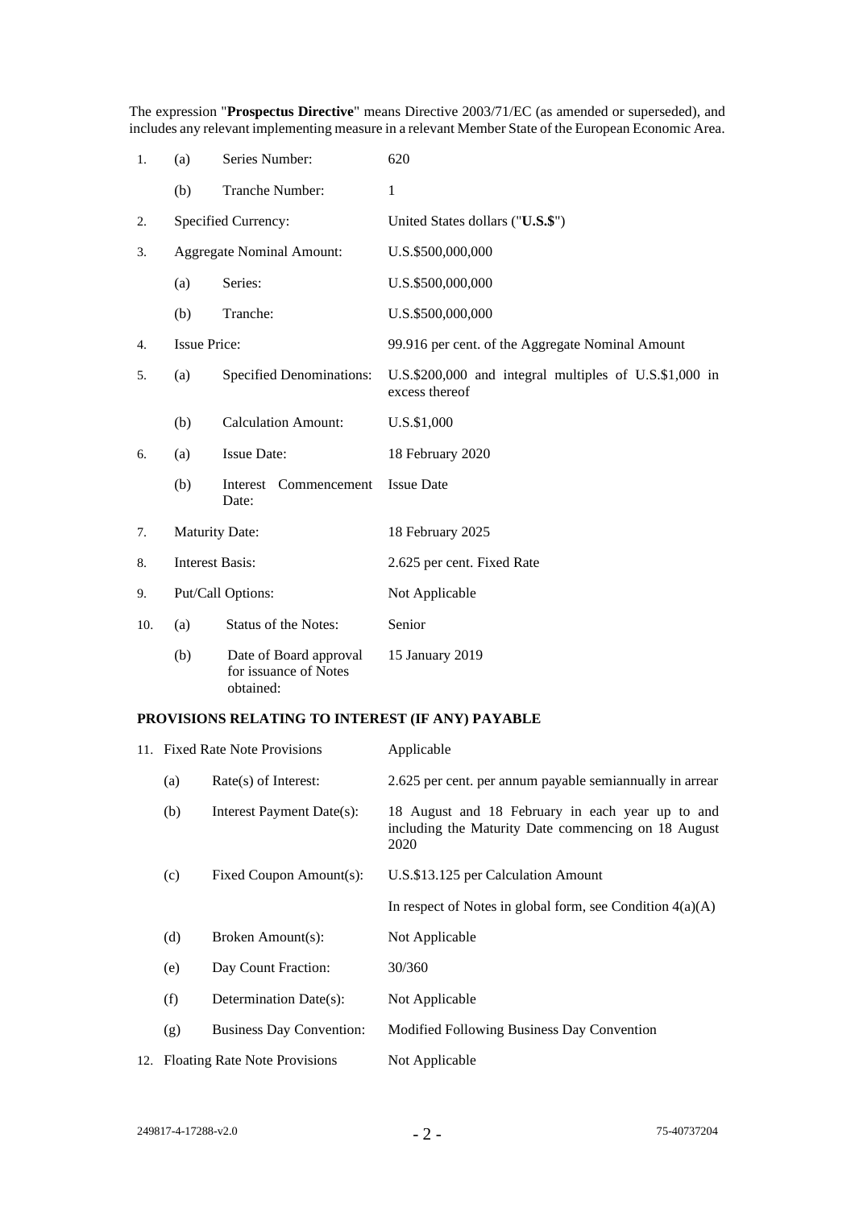The expression "**Prospectus Directive**" means Directive 2003/71/EC (as amended or superseded), and includes any relevant implementing measure in a relevant Member State of the European Economic Area.

| | | | |
|---|---|---|---|
| 1. | (a) | Series Number: | 620 |
| | (b) | Tranche Number: | 1 |
| 2. | | Specified Currency: | United States dollars ("**U.S.$**") |
| 3. | | Aggregate Nominal Amount: | U.S.$500,000,000 |
| | (a) | Series: | U.S.$500,000,000 |
| | (b) | Tranche: | U.S.$500,000,000 |
| 4. | | Issue Price: | 99.916 per cent. of the Aggregate Nominal Amount |
| 5. | (a) | Specified Denominations: | U.S.$200,000 and integral multiples of U.S.$1,000 in excess thereof |
| | (b) | Calculation Amount: | U.S.$1,000 |
| 6. | (a) | Issue Date: | 18 February 2020 |
| | (b) | Interest Commencement Date: | Issue Date |
| 7. | | Maturity Date: | 18 February 2025 |
| 8. | | Interest Basis: | 2.625 per cent. Fixed Rate |
| 9. | | Put/Call Options: | Not Applicable |
| 10. | (a) | Status of the Notes: | Senior |
| | (b) | Date of Board approval for issuance of Notes obtained: | 15 January 2019 |

## PROVISIONS RELATING TO INTEREST (IF ANY) PAYABLE

| | | | |
|---|---|---|---|
| 11. | Fixed Rate Note Provisions | | Applicable |
| | (a) | Rate(s) of Interest: | 2.625 per cent. per annum payable semiannually in arrear |
| | (b) | Interest Payment Date(s): | 18 August and 18 February in each year up to and including the Maturity Date commencing on 18 August 2020 |
| | (c) | Fixed Coupon Amount(s): | U.S.$13.125 per Calculation Amount<br>In respect of Notes in global form, see Condition 4(a)(A) |
| | (d) | Broken Amount(s): | Not Applicable |
| | (e) | Day Count Fraction: | 30/360 |
| | (f) | Determination Date(s): | Not Applicable |
| | (g) | Business Day Convention: | Modified Following Business Day Convention |
| 12. | Floating Rate Note Provisions | | Not Applicable |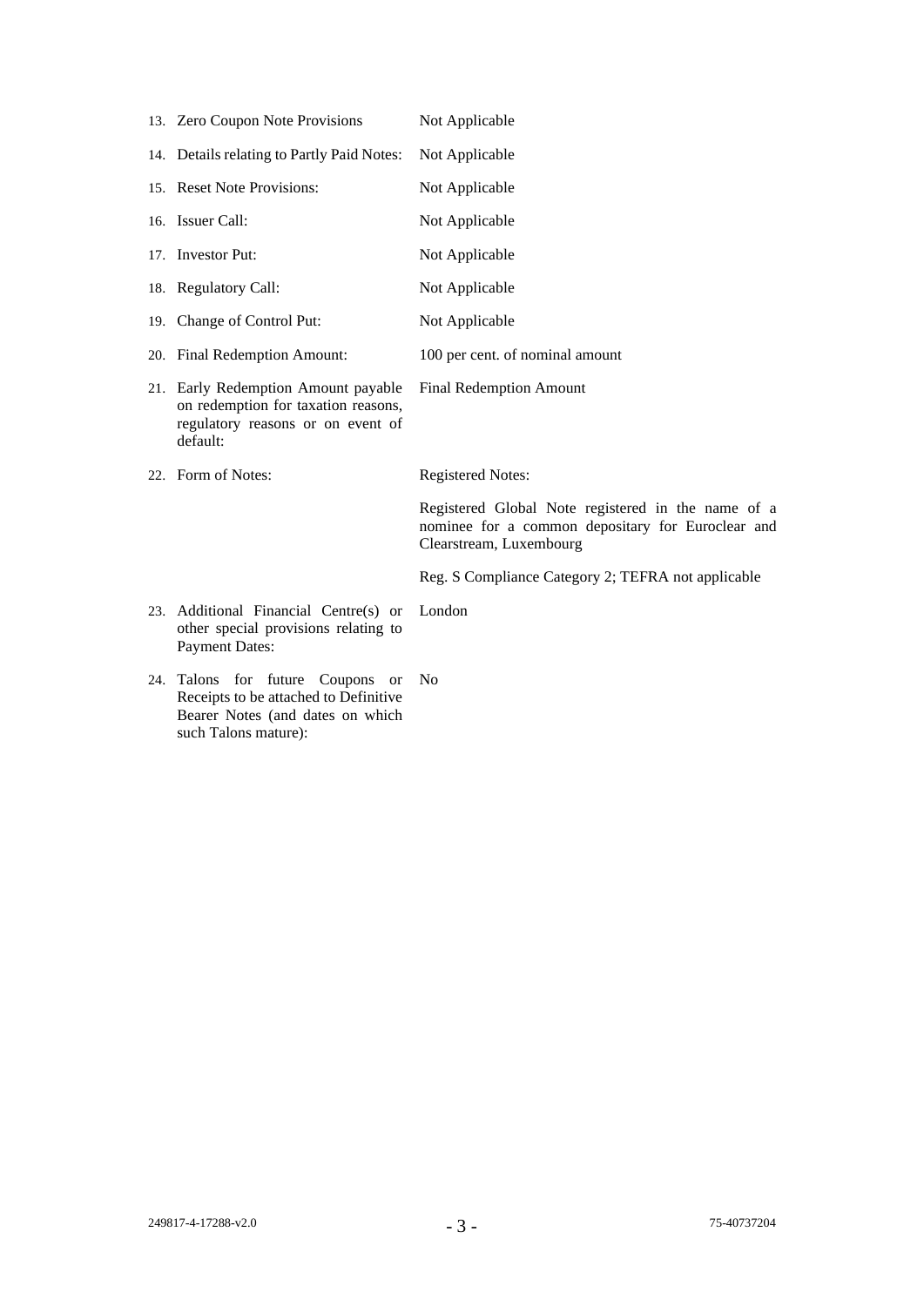| | | |
|---|---|---|
| 13. | Zero Coupon Note Provisions | Not Applicable |
| 14. | Details relating to Partly Paid Notes: | Not Applicable |
| 15. | Reset Note Provisions: | Not Applicable |
| 16. | Issuer Call: | Not Applicable |
| 17. | Investor Put: | Not Applicable |
| 18. | Regulatory Call: | Not Applicable |
| 19. | Change of Control Put: | Not Applicable |
| 20. | Final Redemption Amount: | 100 per cent. of nominal amount |
| 21. | Early Redemption Amount payable on redemption for taxation reasons, regulatory reasons or on event of default: | Final Redemption Amount |
| 22. | Form of Notes: | Registered Notes:<br><br>Registered Global Note registered in the name of a nominee for a common depositary for Euroclear and Clearstream, Luxembourg<br><br>Reg. S Compliance Category 2; TEFRA not applicable |
| 23. | Additional Financial Centre(s) or other special provisions relating to Payment Dates: | London |
| 24. | Talons for future Coupons or Receipts to be attached to Definitive Bearer Notes (and dates on which such Talons mature): | No |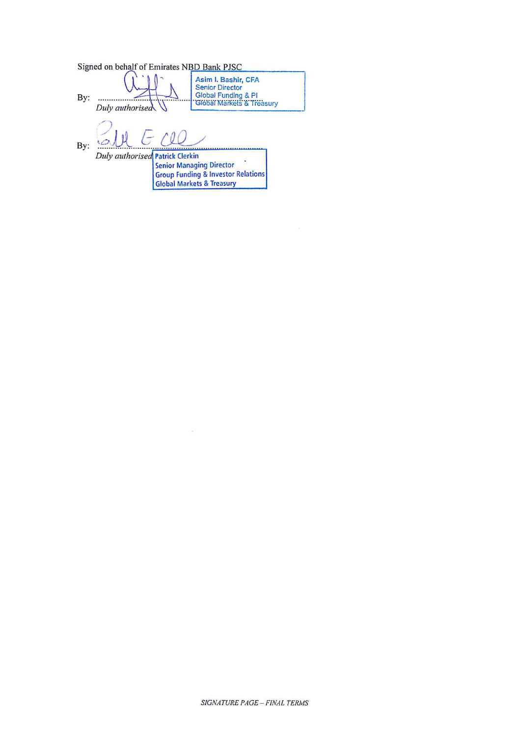Signed on behalf of Emirates NBD Bank PJSC

By: ............................................

*Duly authorised*

Asim I. Bashir, CFA
Senior Director
Global Funding & PI
Global Markets & Treasury

By: ............................................

*Duly authorised*

Patrick Clerkin
Senior Managing Director
Group Funding & Investor Relations
Global Markets & Treasury

*SIGNATURE PAGE – FINAL TERMS*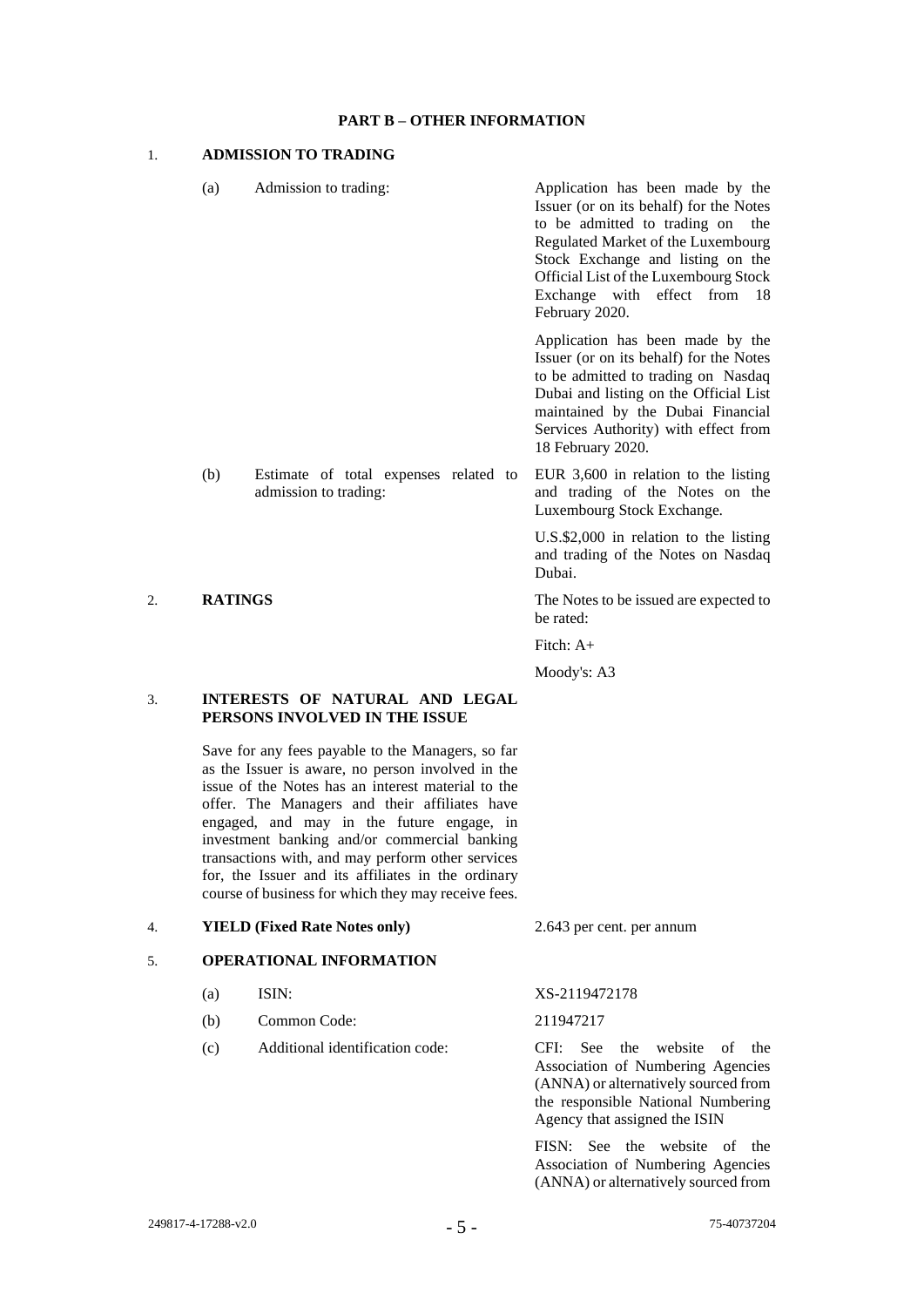## PART B – OTHER INFORMATION

### 1. ADMISSION TO TRADING

| | | |
|---|---|---|
| (a) | Admission to trading: | Application has been made by the Issuer (or on its behalf) for the Notes to be admitted to trading on the Regulated Market of the Luxembourg Stock Exchange and listing on the Official List of the Luxembourg Stock Exchange with effect from 18 February 2020.<br><br>Application has been made by the Issuer (or on its behalf) for the Notes to be admitted to trading on Nasdaq Dubai and listing on the Official List maintained by the Dubai Financial Services Authority) with effect from 18 February 2020. |
| (b) | Estimate of total expenses related to admission to trading: | EUR 3,600 in relation to the listing and trading of the Notes on the Luxembourg Stock Exchange.<br><br>U.S.$2,000 in relation to the listing and trading of the Notes on Nasdaq Dubai. |

### 2. RATINGS

The Notes to be issued are expected to be rated:

Fitch: A+

Moody's: A3

### 3. INTERESTS OF NATURAL AND LEGAL PERSONS INVOLVED IN THE ISSUE

Save for any fees payable to the Managers, so far as the Issuer is aware, no person involved in the issue of the Notes has an interest material to the offer. The Managers and their affiliates have engaged, and may in the future engage, in investment banking and/or commercial banking transactions with, and may perform other services for, the Issuer and its affiliates in the ordinary course of business for which they may receive fees.

### 4. YIELD (Fixed Rate Notes only)

2.643 per cent. per annum

### 5. OPERATIONAL INFORMATION

| | | |
|---|---|---|
| (a) | ISIN: | XS-2119472178 |
| (b) | Common Code: | 211947217 |
| (c) | Additional identification code: | CFI: See the website of the Association of Numbering Agencies (ANNA) or alternatively sourced from the responsible National Numbering Agency that assigned the ISIN<br><br>FISN: See the website of the Association of Numbering Agencies (ANNA) or alternatively sourced from |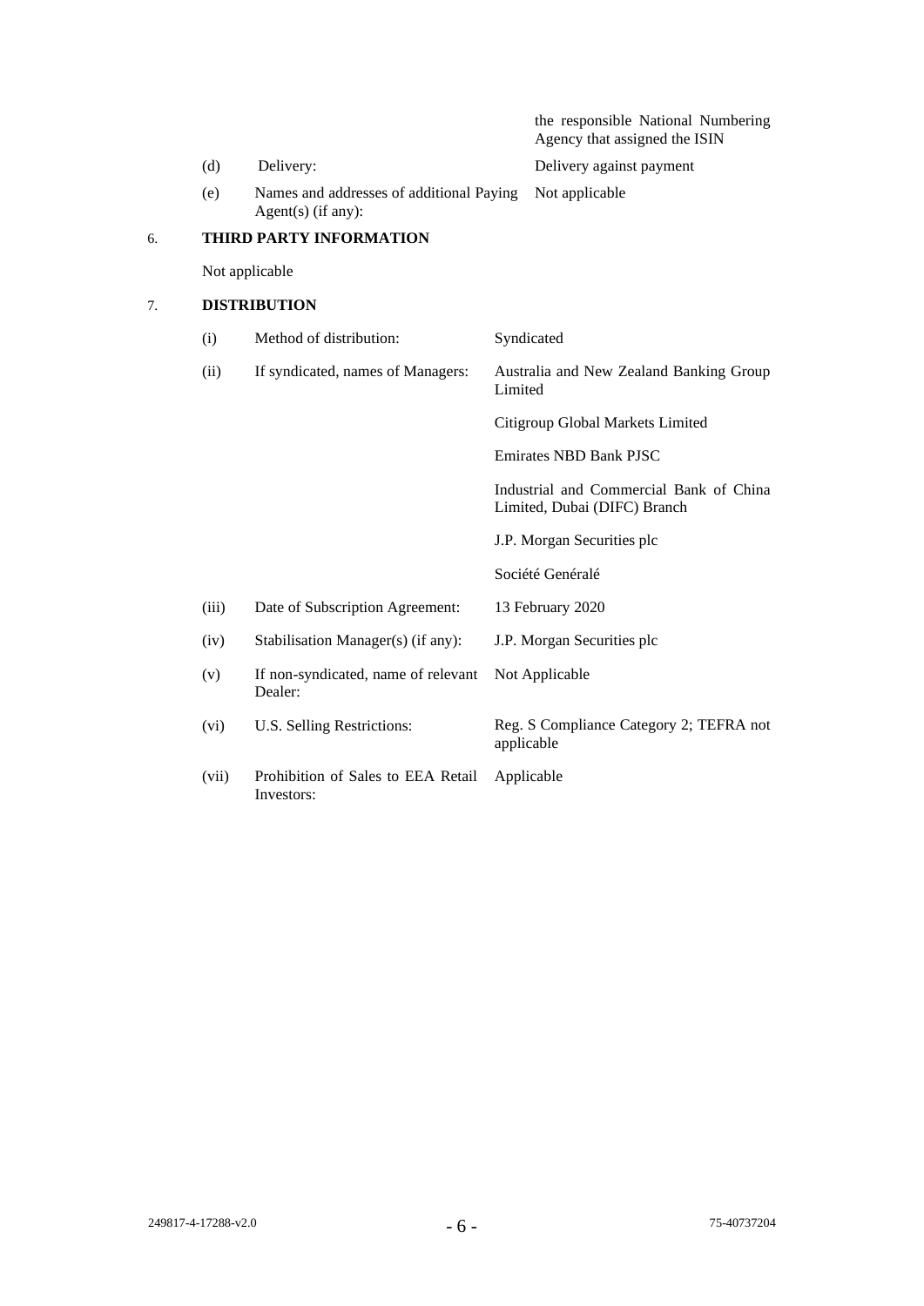| | | |
|---|---|---|
| | | the responsible National Numbering Agency that assigned the ISIN |
| (d) | Delivery: | Delivery against payment |
| (e) | Names and addresses of additional Paying Agent(s) (if any): | Not applicable |

## 6. THIRD PARTY INFORMATION

Not applicable

## 7. DISTRIBUTION

| | | |
|---|---|---|
| (i) | Method of distribution: | Syndicated |
| (ii) | If syndicated, names of Managers: | Australia and New Zealand Banking Group Limited<br><br>Citigroup Global Markets Limited<br><br>Emirates NBD Bank PJSC<br><br>Industrial and Commercial Bank of China Limited, Dubai (DIFC) Branch<br><br>J.P. Morgan Securities plc<br><br>Société Genéralé |
| (iii) | Date of Subscription Agreement: | 13 February 2020 |
| (iv) | Stabilisation Manager(s) (if any): | J.P. Morgan Securities plc |
| (v) | If non-syndicated, name of relevant Dealer: | Not Applicable |
| (vi) | U.S. Selling Restrictions: | Reg. S Compliance Category 2; TEFRA not applicable |
| (vii) | Prohibition of Sales to EEA Retail Investors: | Applicable |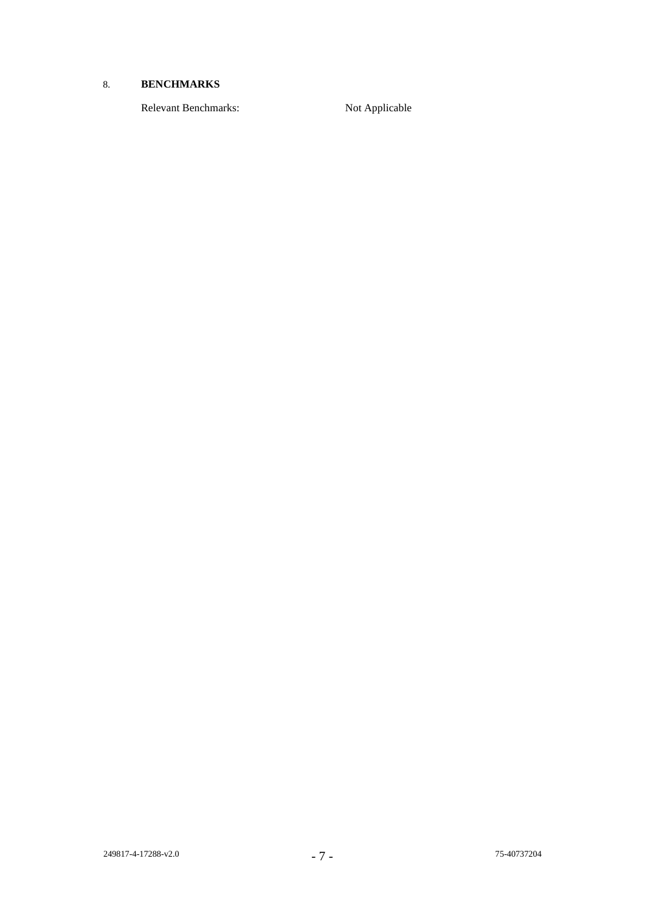## 8. BENCHMARKS

| | |
|---|---|
| Relevant Benchmarks: | Not Applicable |